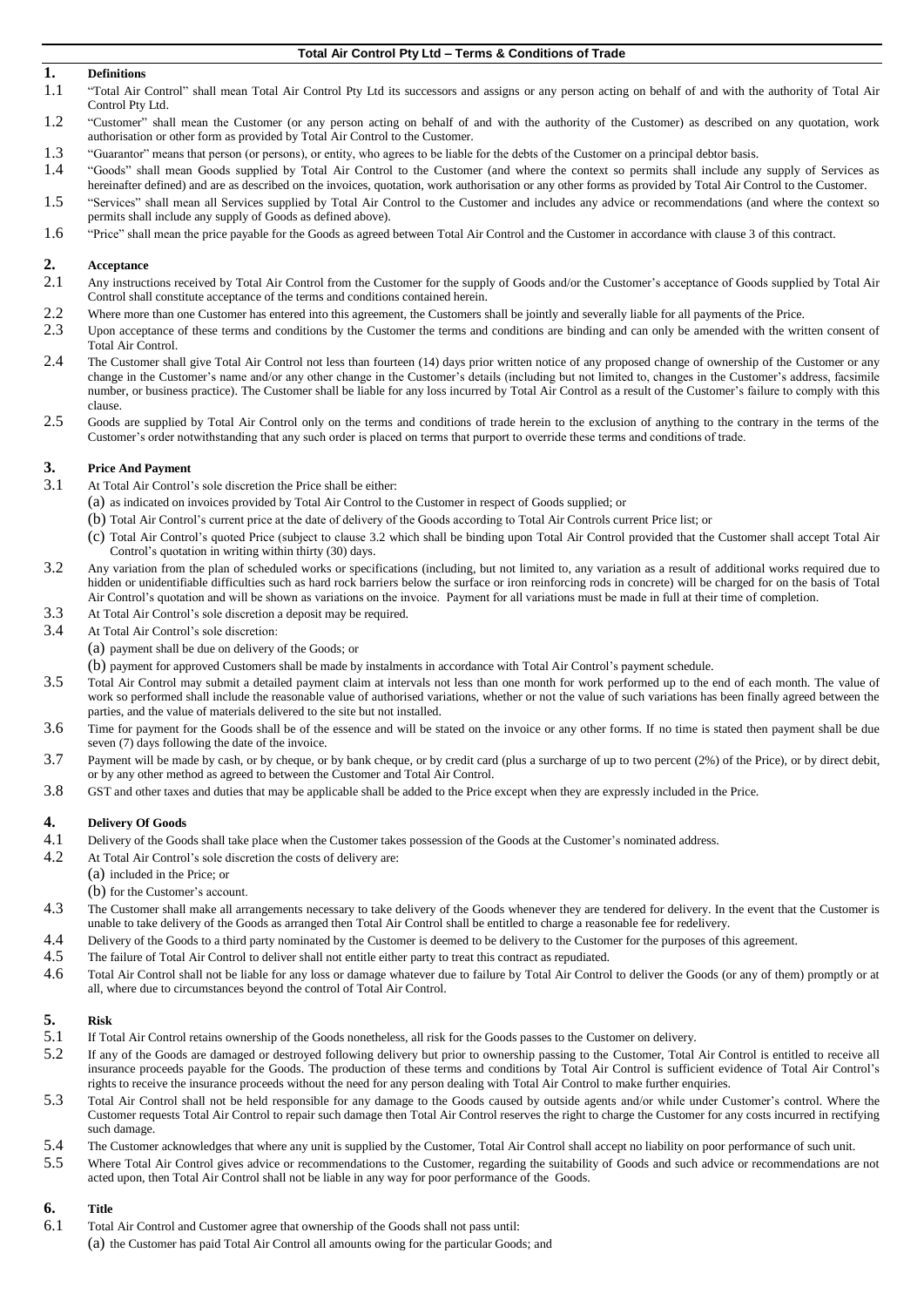# Total Air Control Pty Ltd – Terms & Conditions of Trade

## 1. Definitions

1.1 "Total Air Control" shall mean Total Air Control Pty Ltd its successors and assigns or any person acting on behalf of and with the authority of Total Air Control Pty Ltd.

1.2 "Customer" shall mean the Customer (or any person acting on behalf of and with the authority of the Customer) as described on any quotation, work authorisation or other form as provided by Total Air Control to the Customer.

1.3 "Guarantor" means that person (or persons), or entity, who agrees to be liable for the debts of the Customer on a principal debtor basis.

1.4 "Goods" shall mean Goods supplied by Total Air Control to the Customer (and where the context so permits shall include any supply of Services as hereinafter defined) and are as described on the invoices, quotation, work authorisation or any other forms as provided by Total Air Control to the Customer.

1.5 "Services" shall mean all Services supplied by Total Air Control to the Customer and includes any advice or recommendations (and where the context so permits shall include any supply of Goods as defined above).

1.6 "Price" shall mean the price payable for the Goods as agreed between Total Air Control and the Customer in accordance with clause 3 of this contract.

## 2. Acceptance

2.1 Any instructions received by Total Air Control from the Customer for the supply of Goods and/or the Customer's acceptance of Goods supplied by Total Air Control shall constitute acceptance of the terms and conditions contained herein.

2.2 Where more than one Customer has entered into this agreement, the Customers shall be jointly and severally liable for all payments of the Price.

2.3 Upon acceptance of these terms and conditions by the Customer the terms and conditions are binding and can only be amended with the written consent of Total Air Control.

2.4 The Customer shall give Total Air Control not less than fourteen (14) days prior written notice of any proposed change of ownership of the Customer or any change in the Customer's name and/or any other change in the Customer's details (including but not limited to, changes in the Customer's address, facsimile number, or business practice). The Customer shall be liable for any loss incurred by Total Air Control as a result of the Customer's failure to comply with this clause.

2.5 Goods are supplied by Total Air Control only on the terms and conditions of trade herein to the exclusion of anything to the contrary in the terms of the Customer's order notwithstanding that any such order is placed on terms that purport to override these terms and conditions of trade.

## 3. Price And Payment

3.1 At Total Air Control's sole discretion the Price shall be either:

(a) as indicated on invoices provided by Total Air Control to the Customer in respect of Goods supplied; or

(b) Total Air Control's current price at the date of delivery of the Goods according to Total Air Controls current Price list; or

(c) Total Air Control's quoted Price (subject to clause 3.2 which shall be binding upon Total Air Control provided that the Customer shall accept Total Air Control's quotation in writing within thirty (30) days.

3.2 Any variation from the plan of scheduled works or specifications (including, but not limited to, any variation as a result of additional works required due to hidden or unidentifiable difficulties such as hard rock barriers below the surface or iron reinforcing rods in concrete) will be charged for on the basis of Total Air Control's quotation and will be shown as variations on the invoice. Payment for all variations must be made in full at their time of completion.

3.3 At Total Air Control's sole discretion a deposit may be required.

3.4 At Total Air Control's sole discretion:

(a) payment shall be due on delivery of the Goods; or

(b) payment for approved Customers shall be made by instalments in accordance with Total Air Control's payment schedule.

3.5 Total Air Control may submit a detailed payment claim at intervals not less than one month for work performed up to the end of each month. The value of work so performed shall include the reasonable value of authorised variations, whether or not the value of such variations has been finally agreed between the parties, and the value of materials delivered to the site but not installed.

3.6 Time for payment for the Goods shall be of the essence and will be stated on the invoice or any other forms. If no time is stated then payment shall be due seven (7) days following the date of the invoice.

3.7 Payment will be made by cash, or by cheque, or by bank cheque, or by credit card (plus a surcharge of up to two percent (2%) of the Price), or by direct debit, or by any other method as agreed to between the Customer and Total Air Control.

3.8 GST and other taxes and duties that may be applicable shall be added to the Price except when they are expressly included in the Price.

## 4. Delivery Of Goods

4.1 Delivery of the Goods shall take place when the Customer takes possession of the Goods at the Customer's nominated address.

4.2 At Total Air Control's sole discretion the costs of delivery are:

(a) included in the Price; or

(b) for the Customer's account.

4.3 The Customer shall make all arrangements necessary to take delivery of the Goods whenever they are tendered for delivery. In the event that the Customer is unable to take delivery of the Goods as arranged then Total Air Control shall be entitled to charge a reasonable fee for redelivery.

4.4 Delivery of the Goods to a third party nominated by the Customer is deemed to be delivery to the Customer for the purposes of this agreement.

4.5 The failure of Total Air Control to deliver shall not entitle either party to treat this contract as repudiated.

4.6 Total Air Control shall not be liable for any loss or damage whatever due to failure by Total Air Control to deliver the Goods (or any of them) promptly or at all, where due to circumstances beyond the control of Total Air Control.

## 5. Risk

5.1 If Total Air Control retains ownership of the Goods nonetheless, all risk for the Goods passes to the Customer on delivery.

5.2 If any of the Goods are damaged or destroyed following delivery but prior to ownership passing to the Customer, Total Air Control is entitled to receive all insurance proceeds payable for the Goods. The production of these terms and conditions by Total Air Control is sufficient evidence of Total Air Control's rights to receive the insurance proceeds without the need for any person dealing with Total Air Control to make further enquiries.

5.3 Total Air Control shall not be held responsible for any damage to the Goods caused by outside agents and/or while under Customer's control. Where the Customer requests Total Air Control to repair such damage then Total Air Control reserves the right to charge the Customer for any costs incurred in rectifying such damage.

5.4 The Customer acknowledges that where any unit is supplied by the Customer, Total Air Control shall accept no liability on poor performance of such unit.

5.5 Where Total Air Control gives advice or recommendations to the Customer, regarding the suitability of Goods and such advice or recommendations are not acted upon, then Total Air Control shall not be liable in any way for poor performance of the Goods.

## 6. Title

6.1 Total Air Control and Customer agree that ownership of the Goods shall not pass until:

(a) the Customer has paid Total Air Control all amounts owing for the particular Goods; and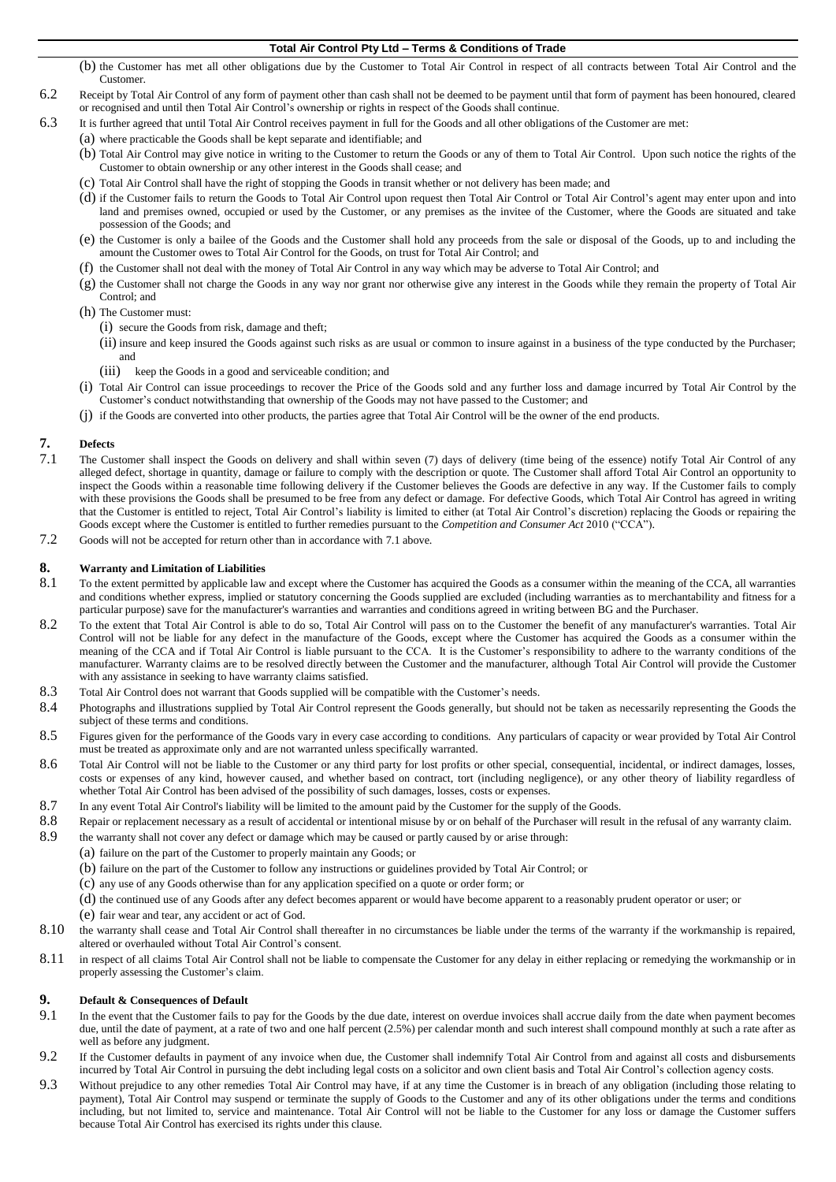(b) the Customer has met all other obligations due by the Customer to Total Air Control in respect of all contracts between Total Air Control and the Customer.

6.2 Receipt by Total Air Control of any form of payment other than cash shall not be deemed to be payment until that form of payment has been honoured, cleared or recognised and until then Total Air Control's ownership or rights in respect of the Goods shall continue.

6.3 It is further agreed that until Total Air Control receives payment in full for the Goods and all other obligations of the Customer are met:

(a) where practicable the Goods shall be kept separate and identifiable; and

(b) Total Air Control may give notice in writing to the Customer to return the Goods or any of them to Total Air Control. Upon such notice the rights of the Customer to obtain ownership or any other interest in the Goods shall cease; and

(c) Total Air Control shall have the right of stopping the Goods in transit whether or not delivery has been made; and

(d) if the Customer fails to return the Goods to Total Air Control upon request then Total Air Control or Total Air Control's agent may enter upon and into land and premises owned, occupied or used by the Customer, or any premises as the invitee of the Customer, where the Goods are situated and take possession of the Goods; and

(e) the Customer is only a bailee of the Goods and the Customer shall hold any proceeds from the sale or disposal of the Goods, up to and including the amount the Customer owes to Total Air Control for the Goods, on trust for Total Air Control; and

(f) the Customer shall not deal with the money of Total Air Control in any way which may be adverse to Total Air Control; and

(g) the Customer shall not charge the Goods in any way nor grant nor otherwise give any interest in the Goods while they remain the property of Total Air Control; and

(h) The Customer must:

(i) secure the Goods from risk, damage and theft;

(ii) insure and keep insured the Goods against such risks as are usual or common to insure against in a business of the type conducted by the Purchaser; and

(iii) keep the Goods in a good and serviceable condition; and

(i) Total Air Control can issue proceedings to recover the Price of the Goods sold and any further loss and damage incurred by Total Air Control by the Customer's conduct notwithstanding that ownership of the Goods may not have passed to the Customer; and

(j) if the Goods are converted into other products, the parties agree that Total Air Control will be the owner of the end products.

## 7. Defects

7.1 The Customer shall inspect the Goods on delivery and shall within seven (7) days of delivery (time being of the essence) notify Total Air Control of any alleged defect, shortage in quantity, damage or failure to comply with the description or quote. The Customer shall afford Total Air Control an opportunity to inspect the Goods within a reasonable time following delivery if the Customer believes the Goods are defective in any way. If the Customer fails to comply with these provisions the Goods shall be presumed to be free from any defect or damage. For defective Goods, which Total Air Control has agreed in writing that the Customer is entitled to reject, Total Air Control's liability is limited to either (at Total Air Control's discretion) replacing the Goods or repairing the Goods except where the Customer is entitled to further remedies pursuant to the *Competition and Consumer Act* 2010 ("CCA").

7.2 Goods will not be accepted for return other than in accordance with 7.1 above.

## 8. Warranty and Limitation of Liabilities

8.1 To the extent permitted by applicable law and except where the Customer has acquired the Goods as a consumer within the meaning of the CCA, all warranties and conditions whether express, implied or statutory concerning the Goods supplied are excluded (including warranties as to merchantability and fitness for a particular purpose) save for the manufacturer's warranties and warranties and conditions agreed in writing between BG and the Purchaser.

8.2 To the extent that Total Air Control is able to do so, Total Air Control will pass on to the Customer the benefit of any manufacturer's warranties. Total Air Control will not be liable for any defect in the manufacture of the Goods, except where the Customer has acquired the Goods as a consumer within the meaning of the CCA and if Total Air Control is liable pursuant to the CCA. It is the Customer's responsibility to adhere to the warranty conditions of the manufacturer. Warranty claims are to be resolved directly between the Customer and the manufacturer, although Total Air Control will provide the Customer with any assistance in seeking to have warranty claims satisfied.

8.3 Total Air Control does not warrant that Goods supplied will be compatible with the Customer's needs.

8.4 Photographs and illustrations supplied by Total Air Control represent the Goods generally, but should not be taken as necessarily representing the Goods the subject of these terms and conditions.

8.5 Figures given for the performance of the Goods vary in every case according to conditions. Any particulars of capacity or wear provided by Total Air Control must be treated as approximate only and are not warranted unless specifically warranted.

8.6 Total Air Control will not be liable to the Customer or any third party for lost profits or other special, consequential, incidental, or indirect damages, losses, costs or expenses of any kind, however caused, and whether based on contract, tort (including negligence), or any other theory of liability regardless of whether Total Air Control has been advised of the possibility of such damages, losses, costs or expenses.

8.7 In any event Total Air Control's liability will be limited to the amount paid by the Customer for the supply of the Goods.

8.8 Repair or replacement necessary as a result of accidental or intentional misuse by or on behalf of the Purchaser will result in the refusal of any warranty claim.

8.9 the warranty shall not cover any defect or damage which may be caused or partly caused by or arise through:

(a) failure on the part of the Customer to properly maintain any Goods; or

(b) failure on the part of the Customer to follow any instructions or guidelines provided by Total Air Control; or

(c) any use of any Goods otherwise than for any application specified on a quote or order form; or

(d) the continued use of any Goods after any defect becomes apparent or would have become apparent to a reasonably prudent operator or user; or

(e) fair wear and tear, any accident or act of God.

8.10 the warranty shall cease and Total Air Control shall thereafter in no circumstances be liable under the terms of the warranty if the workmanship is repaired, altered or overhauled without Total Air Control's consent.

8.11 in respect of all claims Total Air Control shall not be liable to compensate the Customer for any delay in either replacing or remedying the workmanship or in properly assessing the Customer's claim.

## 9. Default & Consequences of Default

9.1 In the event that the Customer fails to pay for the Goods by the due date, interest on overdue invoices shall accrue daily from the date when payment becomes due, until the date of payment, at a rate of two and one half percent (2.5%) per calendar month and such interest shall compound monthly at such a rate after as well as before any judgment.

9.2 If the Customer defaults in payment of any invoice when due, the Customer shall indemnify Total Air Control from and against all costs and disbursements incurred by Total Air Control in pursuing the debt including legal costs on a solicitor and own client basis and Total Air Control's collection agency costs.

9.3 Without prejudice to any other remedies Total Air Control may have, if at any time the Customer is in breach of any obligation (including those relating to payment), Total Air Control may suspend or terminate the supply of Goods to the Customer and any of its other obligations under the terms and conditions including, but not limited to, service and maintenance. Total Air Control will not be liable to the Customer for any loss or damage the Customer suffers because Total Air Control has exercised its rights under this clause.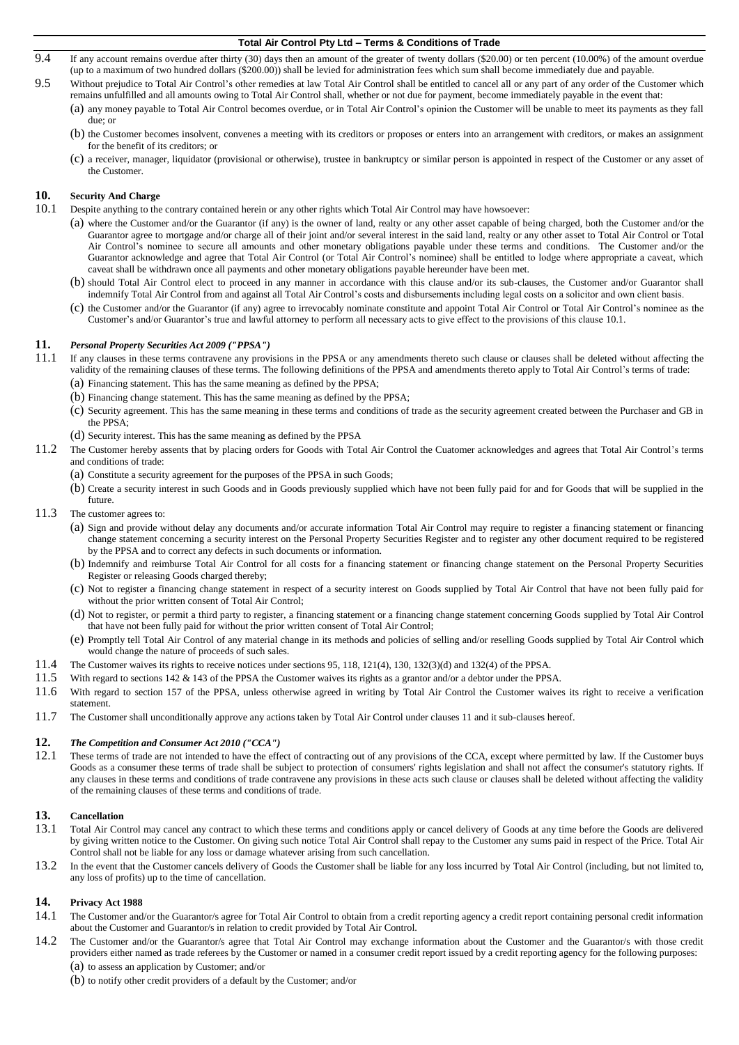9.4 If any account remains overdue after thirty (30) days then an amount of the greater of twenty dollars ($20.00) or ten percent (10.00%) of the amount overdue (up to a maximum of two hundred dollars ($200.00)) shall be levied for administration fees which sum shall become immediately due and payable.

9.5 Without prejudice to Total Air Control's other remedies at law Total Air Control shall be entitled to cancel all or any part of any order of the Customer which remains unfulfilled and all amounts owing to Total Air Control shall, whether or not due for payment, become immediately payable in the event that:

(a) any money payable to Total Air Control becomes overdue, or in Total Air Control's opinion the Customer will be unable to meet its payments as they fall due; or

(b) the Customer becomes insolvent, convenes a meeting with its creditors or proposes or enters into an arrangement with creditors, or makes an assignment for the benefit of its creditors; or

(c) a receiver, manager, liquidator (provisional or otherwise), trustee in bankruptcy or similar person is appointed in respect of the Customer or any asset of the Customer.

## 10. Security And Charge

10.1 Despite anything to the contrary contained herein or any other rights which Total Air Control may have howsoever:

(a) where the Customer and/or the Guarantor (if any) is the owner of land, realty or any other asset capable of being charged, both the Customer and/or the Guarantor agree to mortgage and/or charge all of their joint and/or several interest in the said land, realty or any other asset to Total Air Control or Total Air Control's nominee to secure all amounts and other monetary obligations payable under these terms and conditions. The Customer and/or the Guarantor acknowledge and agree that Total Air Control (or Total Air Control's nominee) shall be entitled to lodge where appropriate a caveat, which caveat shall be withdrawn once all payments and other monetary obligations payable hereunder have been met.

(b) should Total Air Control elect to proceed in any manner in accordance with this clause and/or its sub-clauses, the Customer and/or Guarantor shall indemnify Total Air Control from and against all Total Air Control's costs and disbursements including legal costs on a solicitor and own client basis.

(c) the Customer and/or the Guarantor (if any) agree to irrevocably nominate constitute and appoint Total Air Control or Total Air Control's nominee as the Customer's and/or Guarantor's true and lawful attorney to perform all necessary acts to give effect to the provisions of this clause 10.1.

## 11. *Personal Property Securities Act 2009 ("PPSA")*

11.1 If any clauses in these terms contravene any provisions in the PPSA or any amendments thereto such clause or clauses shall be deleted without affecting the validity of the remaining clauses of these terms. The following definitions of the PPSA and amendments thereto apply to Total Air Control's terms of trade:

(a) Financing statement. This has the same meaning as defined by the PPSA;

(b) Financing change statement. This has the same meaning as defined by the PPSA;

(c) Security agreement. This has the same meaning in these terms and conditions of trade as the security agreement created between the Purchaser and GB in the PPSA;

(d) Security interest. This has the same meaning as defined by the PPSA

11.2 The Customer hereby assents that by placing orders for Goods with Total Air Control the Cuatomer acknowledges and agrees that Total Air Control's terms and conditions of trade:

(a) Constitute a security agreement for the purposes of the PPSA in such Goods;

(b) Create a security interest in such Goods and in Goods previously supplied which have not been fully paid for and for Goods that will be supplied in the future.

11.3 The customer agrees to:

(a) Sign and provide without delay any documents and/or accurate information Total Air Control may require to register a financing statement or financing change statement concerning a security interest on the Personal Property Securities Register and to register any other document required to be registered by the PPSA and to correct any defects in such documents or information.

(b) Indemnify and reimburse Total Air Control for all costs for a financing statement or financing change statement on the Personal Property Securities Register or releasing Goods charged thereby;

(c) Not to register a financing change statement in respect of a security interest on Goods supplied by Total Air Control that have not been fully paid for without the prior written consent of Total Air Control;

(d) Not to register, or permit a third party to register, a financing statement or a financing change statement concerning Goods supplied by Total Air Control that have not been fully paid for without the prior written consent of Total Air Control;

(e) Promptly tell Total Air Control of any material change in its methods and policies of selling and/or reselling Goods supplied by Total Air Control which would change the nature of proceeds of such sales.

11.4 The Customer waives its rights to receive notices under sections 95, 118, 121(4), 130, 132(3)(d) and 132(4) of the PPSA.

11.5 With regard to sections 142 & 143 of the PPSA the Customer waives its rights as a grantor and/or a debtor under the PPSA.

11.6 With regard to section 157 of the PPSA, unless otherwise agreed in writing by Total Air Control the Customer waives its right to receive a verification statement.

11.7 The Customer shall unconditionally approve any actions taken by Total Air Control under clauses 11 and it sub-clauses hereof.

## 12. *The Competition and Consumer Act 2010 ("CCA")*

12.1 These terms of trade are not intended to have the effect of contracting out of any provisions of the CCA, except where permitted by law. If the Customer buys Goods as a consumer these terms of trade shall be subject to protection of consumers' rights legislation and shall not affect the consumer's statutory rights. If any clauses in these terms and conditions of trade contravene any provisions in these acts such clause or clauses shall be deleted without affecting the validity of the remaining clauses of these terms and conditions of trade.

## 13. Cancellation

13.1 Total Air Control may cancel any contract to which these terms and conditions apply or cancel delivery of Goods at any time before the Goods are delivered by giving written notice to the Customer. On giving such notice Total Air Control shall repay to the Customer any sums paid in respect of the Price. Total Air Control shall not be liable for any loss or damage whatever arising from such cancellation.

13.2 In the event that the Customer cancels delivery of Goods the Customer shall be liable for any loss incurred by Total Air Control (including, but not limited to, any loss of profits) up to the time of cancellation.

## 14. Privacy Act 1988

14.1 The Customer and/or the Guarantor/s agree for Total Air Control to obtain from a credit reporting agency a credit report containing personal credit information about the Customer and Guarantor/s in relation to credit provided by Total Air Control.

14.2 The Customer and/or the Guarantor/s agree that Total Air Control may exchange information about the Customer and the Guarantor/s with those credit providers either named as trade referees by the Customer or named in a consumer credit report issued by a credit reporting agency for the following purposes:

(a) to assess an application by Customer; and/or

(b) to notify other credit providers of a default by the Customer; and/or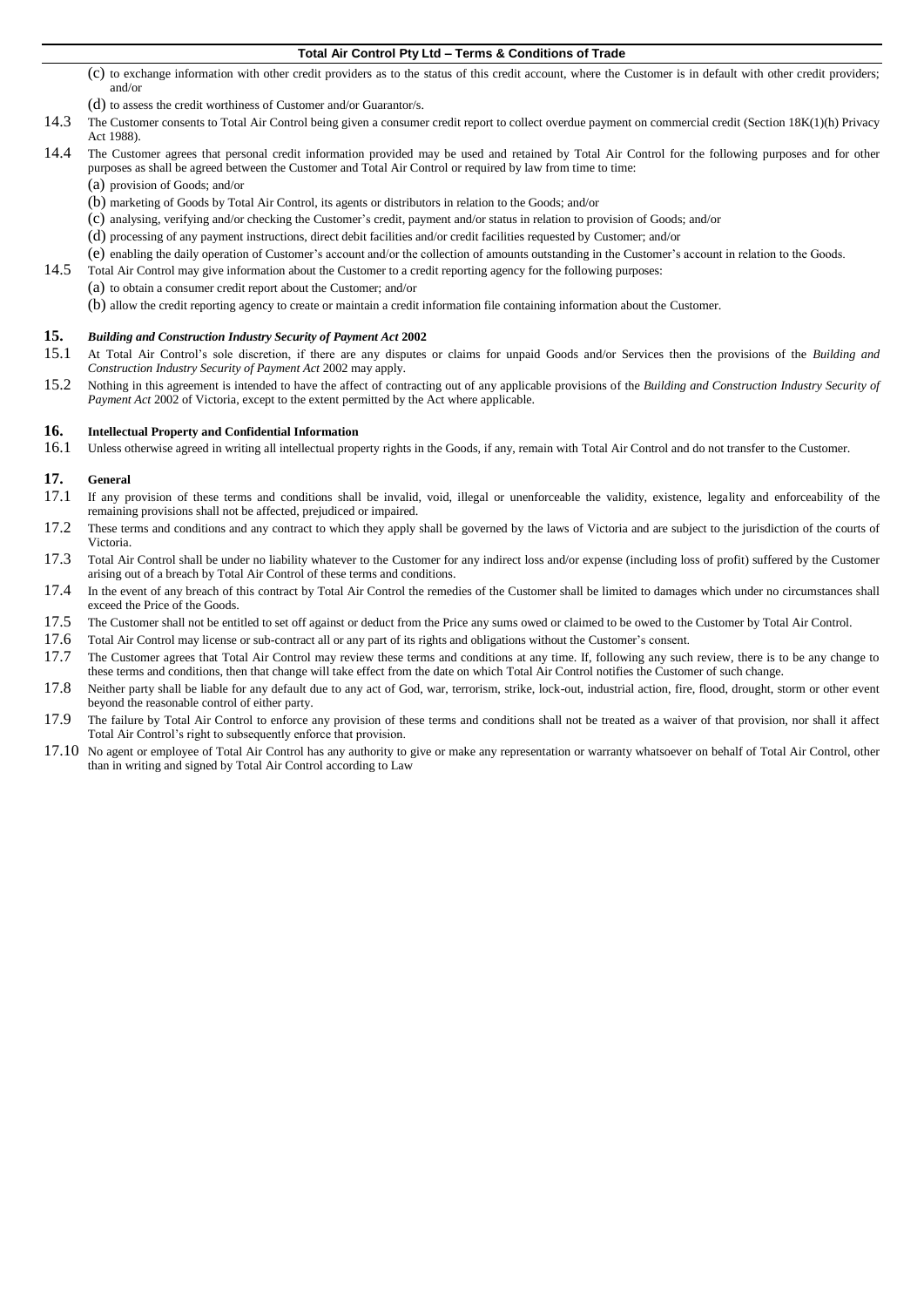(c) to exchange information with other credit providers as to the status of this credit account, where the Customer is in default with other credit providers; and/or

(d) to assess the credit worthiness of Customer and/or Guarantor/s.

14.3 The Customer consents to Total Air Control being given a consumer credit report to collect overdue payment on commercial credit (Section 18K(1)(h) Privacy Act 1988).

14.4 The Customer agrees that personal credit information provided may be used and retained by Total Air Control for the following purposes and for other purposes as shall be agreed between the Customer and Total Air Control or required by law from time to time:

(a) provision of Goods; and/or

(b) marketing of Goods by Total Air Control, its agents or distributors in relation to the Goods; and/or

(c) analysing, verifying and/or checking the Customer's credit, payment and/or status in relation to provision of Goods; and/or

(d) processing of any payment instructions, direct debit facilities and/or credit facilities requested by Customer; and/or

(e) enabling the daily operation of Customer's account and/or the collection of amounts outstanding in the Customer's account in relation to the Goods.

14.5 Total Air Control may give information about the Customer to a credit reporting agency for the following purposes:

(a) to obtain a consumer credit report about the Customer; and/or

(b) allow the credit reporting agency to create or maintain a credit information file containing information about the Customer.

## 15. *Building and Construction Industry Security of Payment Act* 2002

15.1 At Total Air Control's sole discretion, if there are any disputes or claims for unpaid Goods and/or Services then the provisions of the *Building and Construction Industry Security of Payment Act* 2002 may apply.

15.2 Nothing in this agreement is intended to have the affect of contracting out of any applicable provisions of the *Building and Construction Industry Security of Payment Act* 2002 of Victoria, except to the extent permitted by the Act where applicable.

## 16. Intellectual Property and Confidential Information

16.1 Unless otherwise agreed in writing all intellectual property rights in the Goods, if any, remain with Total Air Control and do not transfer to the Customer.

## 17. General

17.1 If any provision of these terms and conditions shall be invalid, void, illegal or unenforceable the validity, existence, legality and enforceability of the remaining provisions shall not be affected, prejudiced or impaired.

17.2 These terms and conditions and any contract to which they apply shall be governed by the laws of Victoria and are subject to the jurisdiction of the courts of Victoria.

17.3 Total Air Control shall be under no liability whatever to the Customer for any indirect loss and/or expense (including loss of profit) suffered by the Customer arising out of a breach by Total Air Control of these terms and conditions.

17.4 In the event of any breach of this contract by Total Air Control the remedies of the Customer shall be limited to damages which under no circumstances shall exceed the Price of the Goods.

17.5 The Customer shall not be entitled to set off against or deduct from the Price any sums owed or claimed to be owed to the Customer by Total Air Control.

17.6 Total Air Control may license or sub-contract all or any part of its rights and obligations without the Customer's consent.

17.7 The Customer agrees that Total Air Control may review these terms and conditions at any time. If, following any such review, there is to be any change to these terms and conditions, then that change will take effect from the date on which Total Air Control notifies the Customer of such change.

17.8 Neither party shall be liable for any default due to any act of God, war, terrorism, strike, lock-out, industrial action, fire, flood, drought, storm or other event beyond the reasonable control of either party.

17.9 The failure by Total Air Control to enforce any provision of these terms and conditions shall not be treated as a waiver of that provision, nor shall it affect Total Air Control's right to subsequently enforce that provision.

17.10 No agent or employee of Total Air Control has any authority to give or make any representation or warranty whatsoever on behalf of Total Air Control, other than in writing and signed by Total Air Control according to Law